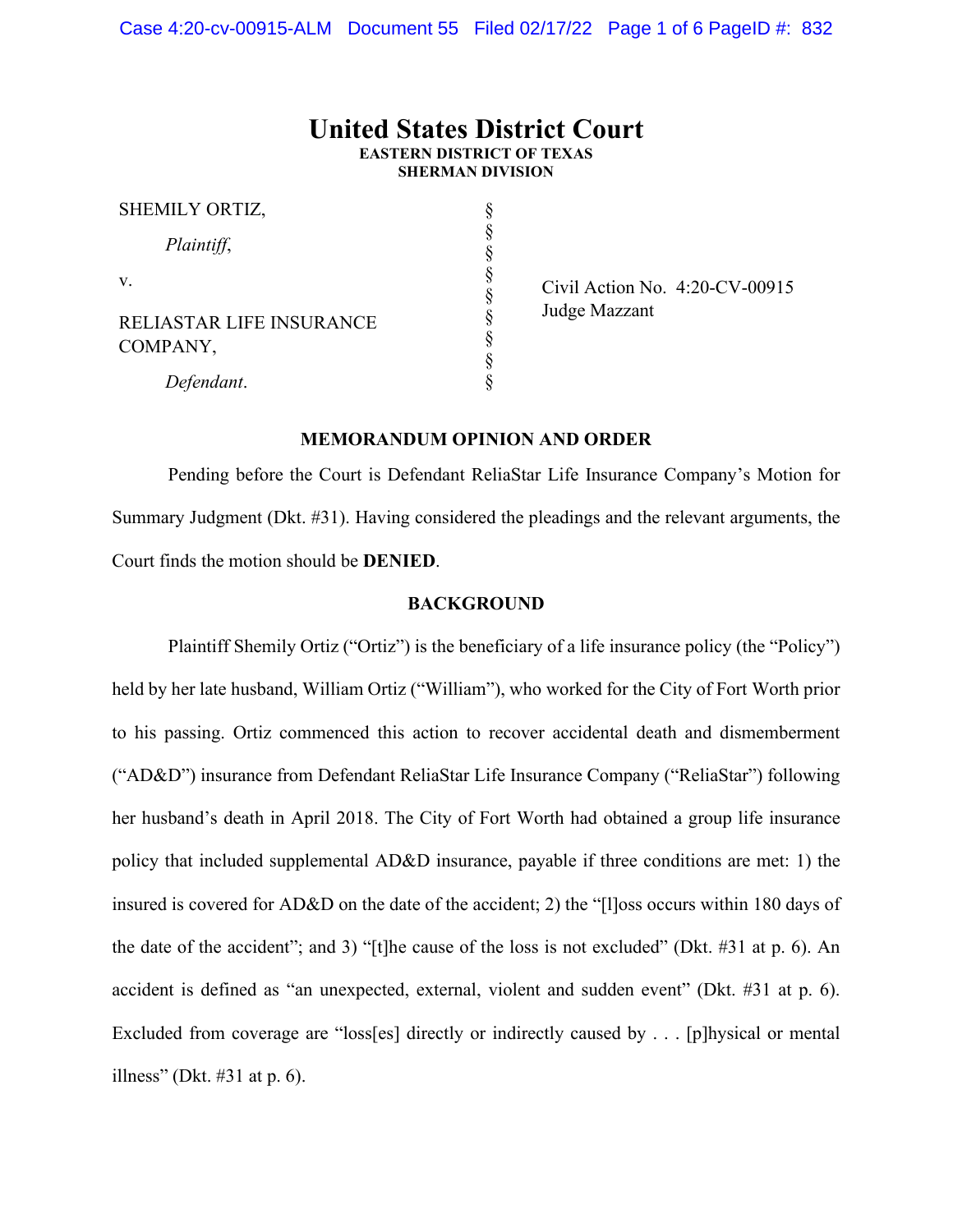# United States District Court

**EASTERN DISTRICT OF TEXAS**
**SHERMAN DIVISION**

| | | |
|---|---|---|
| SHEMILY ORTIZ, | § | |
| *Plaintiff*, | § | |
| | § | |
| v. | § | Civil Action No. 4:20-CV-00915 |
| | § | Judge Mazzant |
| RELIASTAR LIFE INSURANCE COMPANY, | § | |
| | § | |
| *Defendant*. | § | |

## MEMORANDUM OPINION AND ORDER

Pending before the Court is Defendant ReliaStar Life Insurance Company's Motion for Summary Judgment (Dkt. #31). Having considered the pleadings and the relevant arguments, the Court finds the motion should be **DENIED**.

## BACKGROUND

Plaintiff Shemily Ortiz ("Ortiz") is the beneficiary of a life insurance policy (the "Policy") held by her late husband, William Ortiz ("William"), who worked for the City of Fort Worth prior to his passing. Ortiz commenced this action to recover accidental death and dismemberment ("AD&D") insurance from Defendant ReliaStar Life Insurance Company ("ReliaStar") following her husband's death in April 2018. The City of Fort Worth had obtained a group life insurance policy that included supplemental AD&D insurance, payable if three conditions are met: 1) the insured is covered for AD&D on the date of the accident; 2) the "[l]oss occurs within 180 days of the date of the accident"; and 3) "[t]he cause of the loss is not excluded" (Dkt. #31 at p. 6). An accident is defined as "an unexpected, external, violent and sudden event" (Dkt. #31 at p. 6). Excluded from coverage are "loss[es] directly or indirectly caused by . . . [p]hysical or mental illness" (Dkt. #31 at p. 6).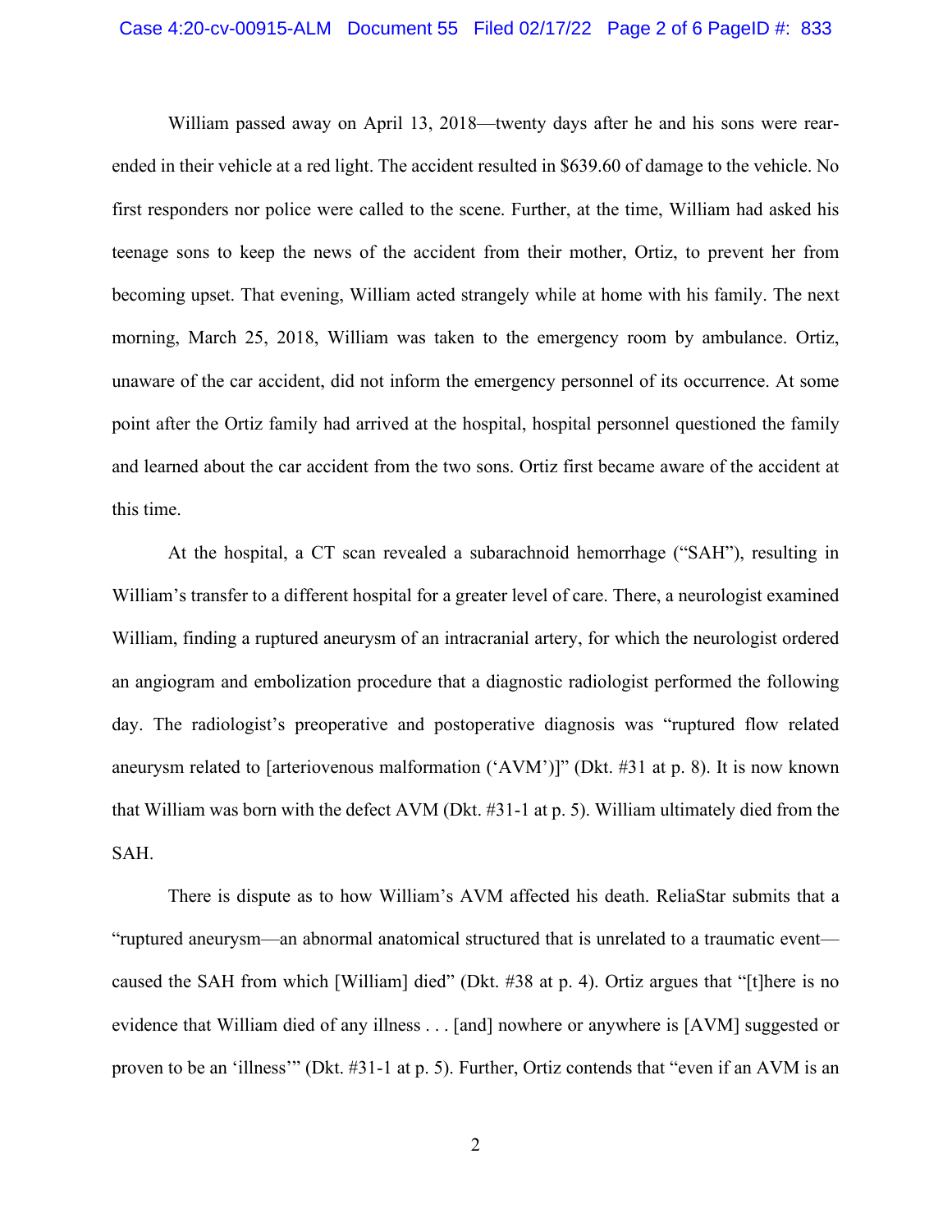William passed away on April 13, 2018—twenty days after he and his sons were rear-ended in their vehicle at a red light. The accident resulted in $639.60 of damage to the vehicle. No first responders nor police were called to the scene. Further, at the time, William had asked his teenage sons to keep the news of the accident from their mother, Ortiz, to prevent her from becoming upset. That evening, William acted strangely while at home with his family. The next morning, March 25, 2018, William was taken to the emergency room by ambulance. Ortiz, unaware of the car accident, did not inform the emergency personnel of its occurrence. At some point after the Ortiz family had arrived at the hospital, hospital personnel questioned the family and learned about the car accident from the two sons. Ortiz first became aware of the accident at this time.

At the hospital, a CT scan revealed a subarachnoid hemorrhage ("SAH"), resulting in William's transfer to a different hospital for a greater level of care. There, a neurologist examined William, finding a ruptured aneurysm of an intracranial artery, for which the neurologist ordered an angiogram and embolization procedure that a diagnostic radiologist performed the following day. The radiologist's preoperative and postoperative diagnosis was "ruptured flow related aneurysm related to [arteriovenous malformation ('AVM')]" (Dkt. #31 at p. 8). It is now known that William was born with the defect AVM (Dkt. #31-1 at p. 5). William ultimately died from the SAH.

There is dispute as to how William's AVM affected his death. ReliaStar submits that a "ruptured aneurysm—an abnormal anatomical structured that is unrelated to a traumatic event—caused the SAH from which [William] died" (Dkt. #38 at p. 4). Ortiz argues that "[t]here is no evidence that William died of any illness . . . [and] nowhere or anywhere is [AVM] suggested or proven to be an 'illness'" (Dkt. #31-1 at p. 5). Further, Ortiz contends that "even if an AVM is an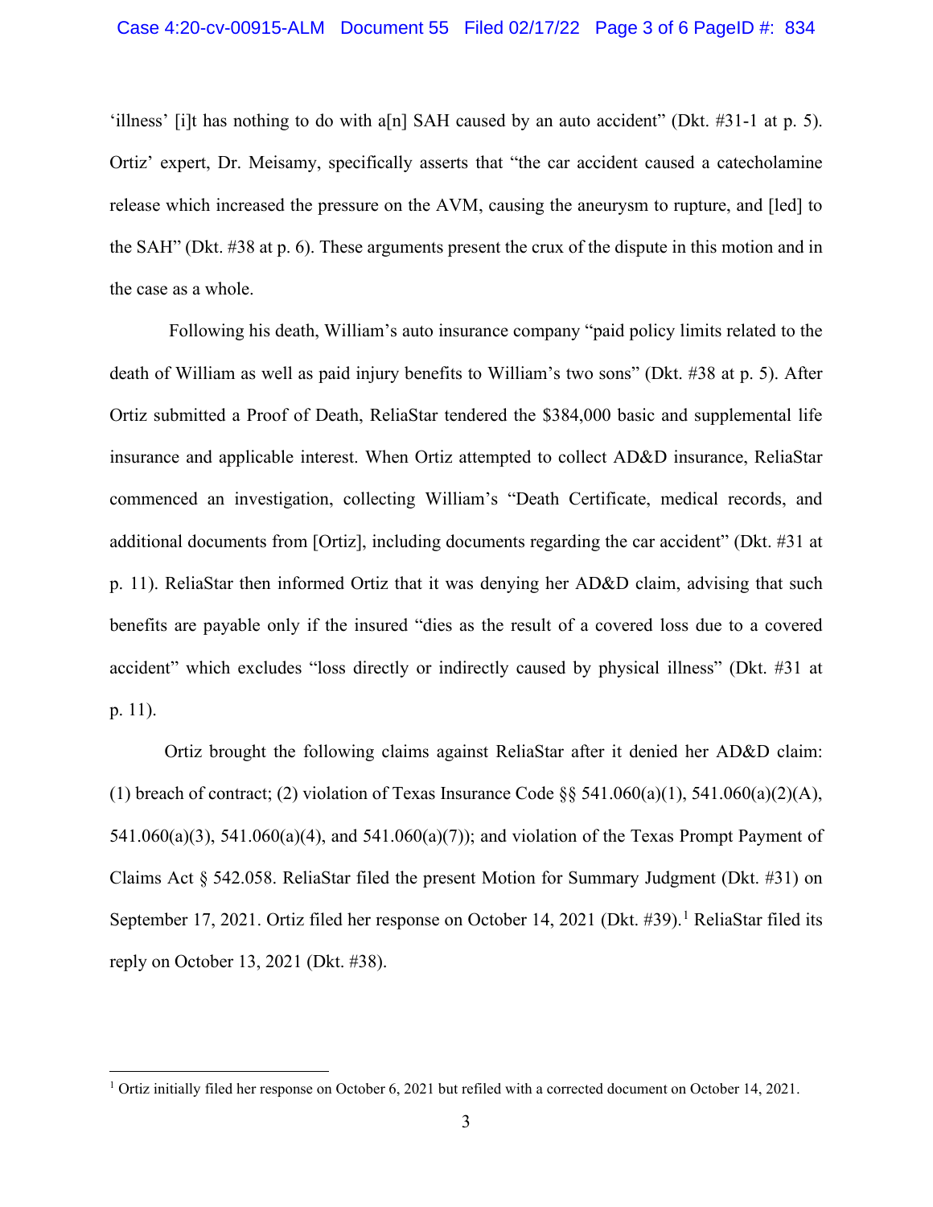'illness' [i]t has nothing to do with a[n] SAH caused by an auto accident" (Dkt. #31-1 at p. 5). Ortiz' expert, Dr. Meisamy, specifically asserts that "the car accident caused a catecholamine release which increased the pressure on the AVM, causing the aneurysm to rupture, and [led] to the SAH" (Dkt. #38 at p. 6). These arguments present the crux of the dispute in this motion and in the case as a whole.

Following his death, William's auto insurance company "paid policy limits related to the death of William as well as paid injury benefits to William's two sons" (Dkt. #38 at p. 5). After Ortiz submitted a Proof of Death, ReliaStar tendered the $384,000 basic and supplemental life insurance and applicable interest. When Ortiz attempted to collect AD&D insurance, ReliaStar commenced an investigation, collecting William's "Death Certificate, medical records, and additional documents from [Ortiz], including documents regarding the car accident" (Dkt. #31 at p. 11). ReliaStar then informed Ortiz that it was denying her AD&D claim, advising that such benefits are payable only if the insured "dies as the result of a covered loss due to a covered accident" which excludes "loss directly or indirectly caused by physical illness" (Dkt. #31 at p. 11).

Ortiz brought the following claims against ReliaStar after it denied her AD&D claim: (1) breach of contract; (2) violation of Texas Insurance Code §§ 541.060(a)(1), 541.060(a)(2)(A), 541.060(a)(3), 541.060(a)(4), and 541.060(a)(7)); and violation of the Texas Prompt Payment of Claims Act § 542.058. ReliaStar filed the present Motion for Summary Judgment (Dkt. #31) on September 17, 2021. Ortiz filed her response on October 14, 2021 (Dkt. #39).[1] ReliaStar filed its reply on October 13, 2021 (Dkt. #38).

---

[1] Ortiz initially filed her response on October 6, 2021 but refiled with a corrected document on October 14, 2021.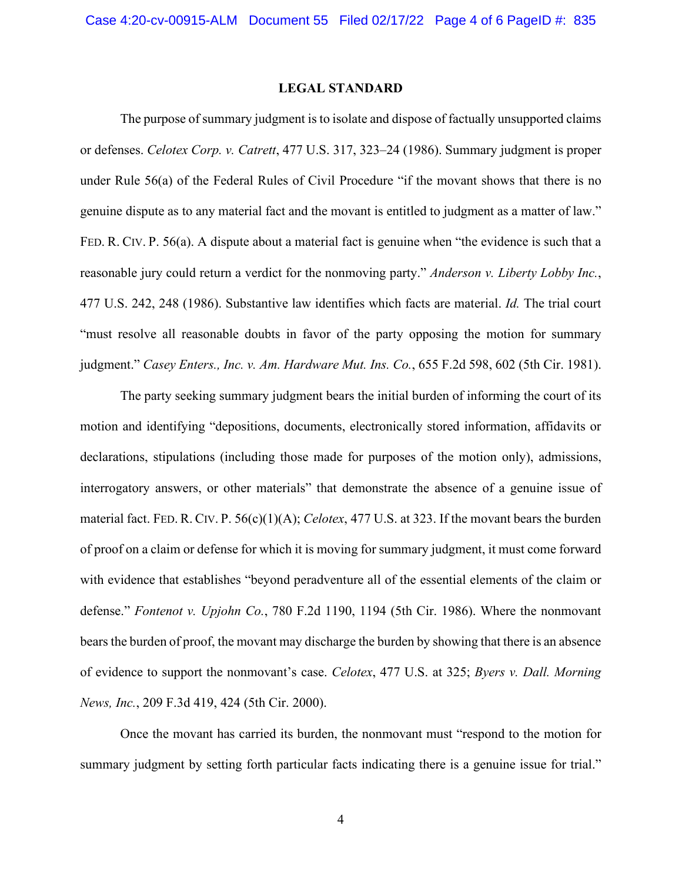## LEGAL STANDARD

The purpose of summary judgment is to isolate and dispose of factually unsupported claims or defenses. *Celotex Corp. v. Catrett*, 477 U.S. 317, 323–24 (1986). Summary judgment is proper under Rule 56(a) of the Federal Rules of Civil Procedure "if the movant shows that there is no genuine dispute as to any material fact and the movant is entitled to judgment as a matter of law." FED. R. CIV. P. 56(a). A dispute about a material fact is genuine when "the evidence is such that a reasonable jury could return a verdict for the nonmoving party." *Anderson v. Liberty Lobby Inc.*, 477 U.S. 242, 248 (1986). Substantive law identifies which facts are material. *Id.* The trial court "must resolve all reasonable doubts in favor of the party opposing the motion for summary judgment." *Casey Enters., Inc. v. Am. Hardware Mut. Ins. Co.*, 655 F.2d 598, 602 (5th Cir. 1981).

The party seeking summary judgment bears the initial burden of informing the court of its motion and identifying "depositions, documents, electronically stored information, affidavits or declarations, stipulations (including those made for purposes of the motion only), admissions, interrogatory answers, or other materials" that demonstrate the absence of a genuine issue of material fact. FED. R. CIV. P. 56(c)(1)(A); *Celotex*, 477 U.S. at 323. If the movant bears the burden of proof on a claim or defense for which it is moving for summary judgment, it must come forward with evidence that establishes "beyond peradventure all of the essential elements of the claim or defense." *Fontenot v. Upjohn Co.*, 780 F.2d 1190, 1194 (5th Cir. 1986). Where the nonmovant bears the burden of proof, the movant may discharge the burden by showing that there is an absence of evidence to support the nonmovant's case. *Celotex*, 477 U.S. at 325; *Byers v. Dall. Morning News, Inc.*, 209 F.3d 419, 424 (5th Cir. 2000).

Once the movant has carried its burden, the nonmovant must "respond to the motion for summary judgment by setting forth particular facts indicating there is a genuine issue for trial."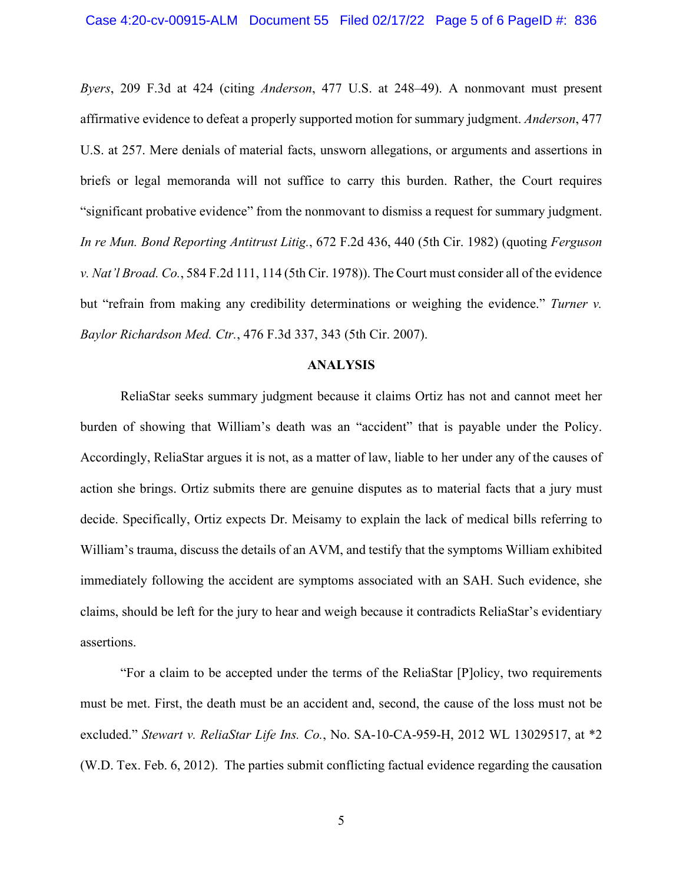*Byers*, 209 F.3d at 424 (citing *Anderson*, 477 U.S. at 248–49). A nonmovant must present affirmative evidence to defeat a properly supported motion for summary judgment. *Anderson*, 477 U.S. at 257. Mere denials of material facts, unsworn allegations, or arguments and assertions in briefs or legal memoranda will not suffice to carry this burden. Rather, the Court requires "significant probative evidence" from the nonmovant to dismiss a request for summary judgment. *In re Mun. Bond Reporting Antitrust Litig.*, 672 F.2d 436, 440 (5th Cir. 1982) (quoting *Ferguson v. Nat'l Broad. Co.*, 584 F.2d 111, 114 (5th Cir. 1978)). The Court must consider all of the evidence but "refrain from making any credibility determinations or weighing the evidence." *Turner v. Baylor Richardson Med. Ctr.*, 476 F.3d 337, 343 (5th Cir. 2007).

## ANALYSIS

ReliaStar seeks summary judgment because it claims Ortiz has not and cannot meet her burden of showing that William's death was an "accident" that is payable under the Policy. Accordingly, ReliaStar argues it is not, as a matter of law, liable to her under any of the causes of action she brings. Ortiz submits there are genuine disputes as to material facts that a jury must decide. Specifically, Ortiz expects Dr. Meisamy to explain the lack of medical bills referring to William's trauma, discuss the details of an AVM, and testify that the symptoms William exhibited immediately following the accident are symptoms associated with an SAH. Such evidence, she claims, should be left for the jury to hear and weigh because it contradicts ReliaStar's evidentiary assertions.

"For a claim to be accepted under the terms of the ReliaStar [P]olicy, two requirements must be met. First, the death must be an accident and, second, the cause of the loss must not be excluded." *Stewart v. ReliaStar Life Ins. Co.*, No. SA-10-CA-959-H, 2012 WL 13029517, at *2 (W.D. Tex. Feb. 6, 2012). The parties submit conflicting factual evidence regarding the causation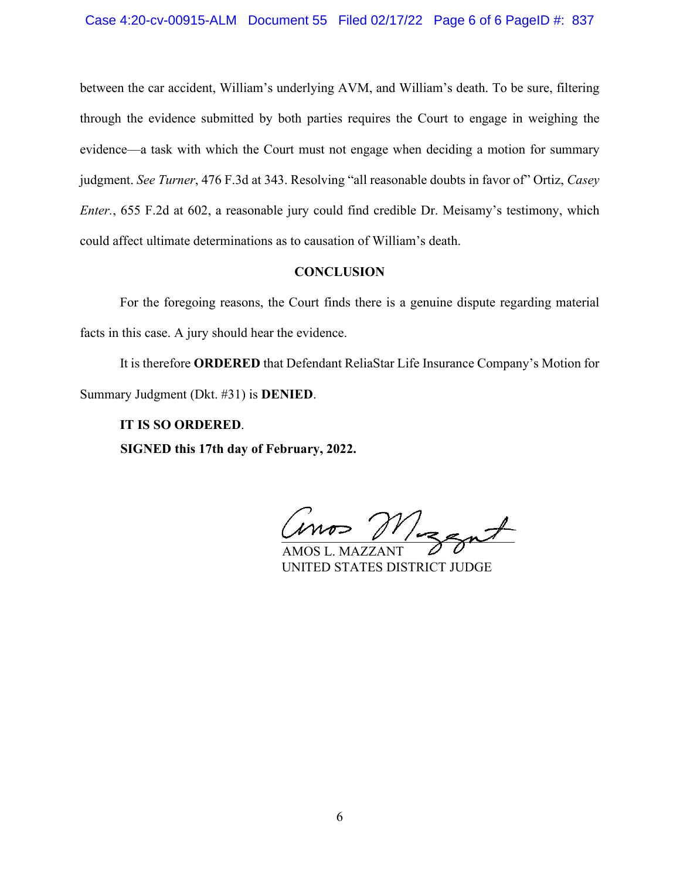between the car accident, William's underlying AVM, and William's death. To be sure, filtering through the evidence submitted by both parties requires the Court to engage in weighing the evidence—a task with which the Court must not engage when deciding a motion for summary judgment. *See Turner*, 476 F.3d at 343. Resolving "all reasonable doubts in favor of" Ortiz, *Casey Enter.*, 655 F.2d at 602, a reasonable jury could find credible Dr. Meisamy's testimony, which could affect ultimate determinations as to causation of William's death.

## CONCLUSION

For the foregoing reasons, the Court finds there is a genuine dispute regarding material facts in this case. A jury should hear the evidence.

It is therefore **ORDERED** that Defendant ReliaStar Life Insurance Company's Motion for Summary Judgment (Dkt. #31) is **DENIED**.

**IT IS SO ORDERED**.

**SIGNED this 17th day of February, 2022.**

AMOS L. MAZZANT
UNITED STATES DISTRICT JUDGE